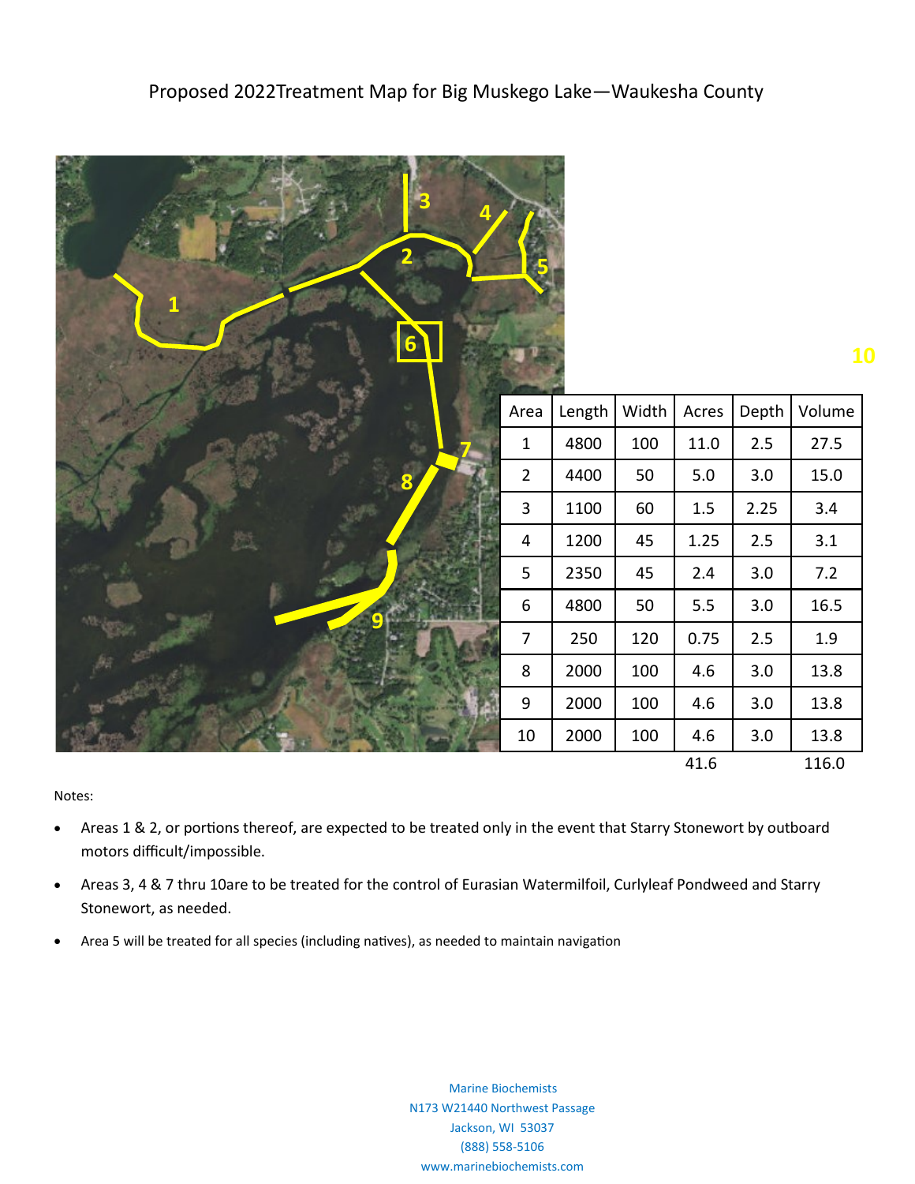# Proposed 2022Treatment Map for Big Muskego Lake—Waukesha County

| Area | Length | Width | Acres | Depth | Volume |
|---|---|---|---|---|---|
| 1 | 4800 | 100 | 11.0 | 2.5 | 27.5 |
| 2 | 4400 | 50 | 5.0 | 3.0 | 15.0 |
| 3 | 1100 | 60 | 1.5 | 2.25 | 3.4 |
| 4 | 1200 | 45 | 1.25 | 2.5 | 3.1 |
| 5 | 2350 | 45 | 2.4 | 3.0 | 7.2 |
| 6 | 4800 | 50 | 5.5 | 3.0 | 16.5 |
| 7 | 250 | 120 | 0.75 | 2.5 | 1.9 |
| 8 | 2000 | 100 | 4.6 | 3.0 | 13.8 |
| 9 | 2000 | 100 | 4.6 | 3.0 | 13.8 |
| 10 | 2000 | 100 | 4.6 | 3.0 | 13.8 |
| | | | 41.6 | | 116.0 |

Notes:

- Areas 1 & 2, or portions thereof, are expected to be treated only in the event that Starry Stonewort by outboard motors difficult/impossible.
- Areas 3, 4 & 7 thru 10are to be treated for the control of Eurasian Watermilfoil, Curlyleaf Pondweed and Starry Stonewort, as needed.
- Area 5 will be treated for all species (including natives), as needed to maintain navigation

Marine Biochemists
N173 W21440 Northwest Passage
Jackson, WI 53037
(888) 558-5106
www.marinebiochemists.com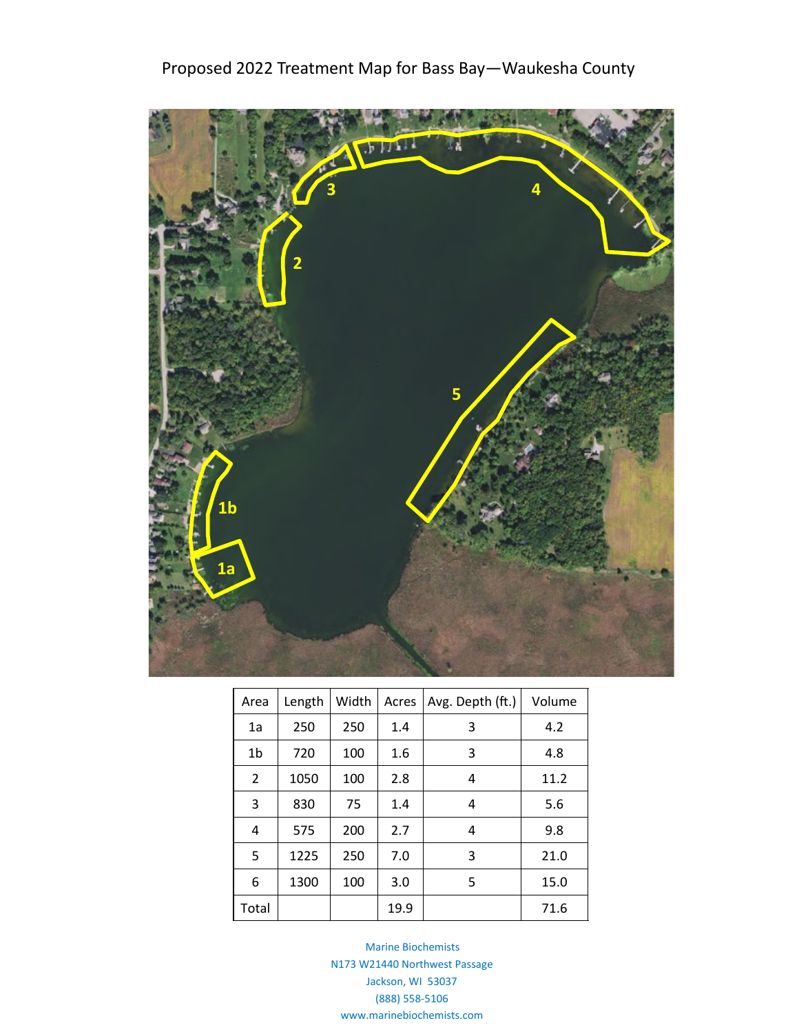Proposed 2022 Treatment Map for Bass Bay—Waukesha County

3

4

2

5

1b

1a

| Area | Length | Width | Acres | Avg. Depth (ft.) | Volume |
|---|---|---|---|---|---|
| 1a | 250 | 250 | 1.4 | 3 | 4.2 |
| 1b | 720 | 100 | 1.6 | 3 | 4.8 |
| 2 | 1050 | 100 | 2.8 | 4 | 11.2 |
| 3 | 830 | 75 | 1.4 | 4 | 5.6 |
| 4 | 575 | 200 | 2.7 | 4 | 9.8 |
| 5 | 1225 | 250 | 7.0 | 3 | 21.0 |
| 6 | 1300 | 100 | 3.0 | 5 | 15.0 |
| Total | | | 19.9 | | 71.6 |

Marine Biochemists
N173 W21440 Northwest Passage
Jackson, WI 53037
(888) 558-5106
www.marinebiochemists.com